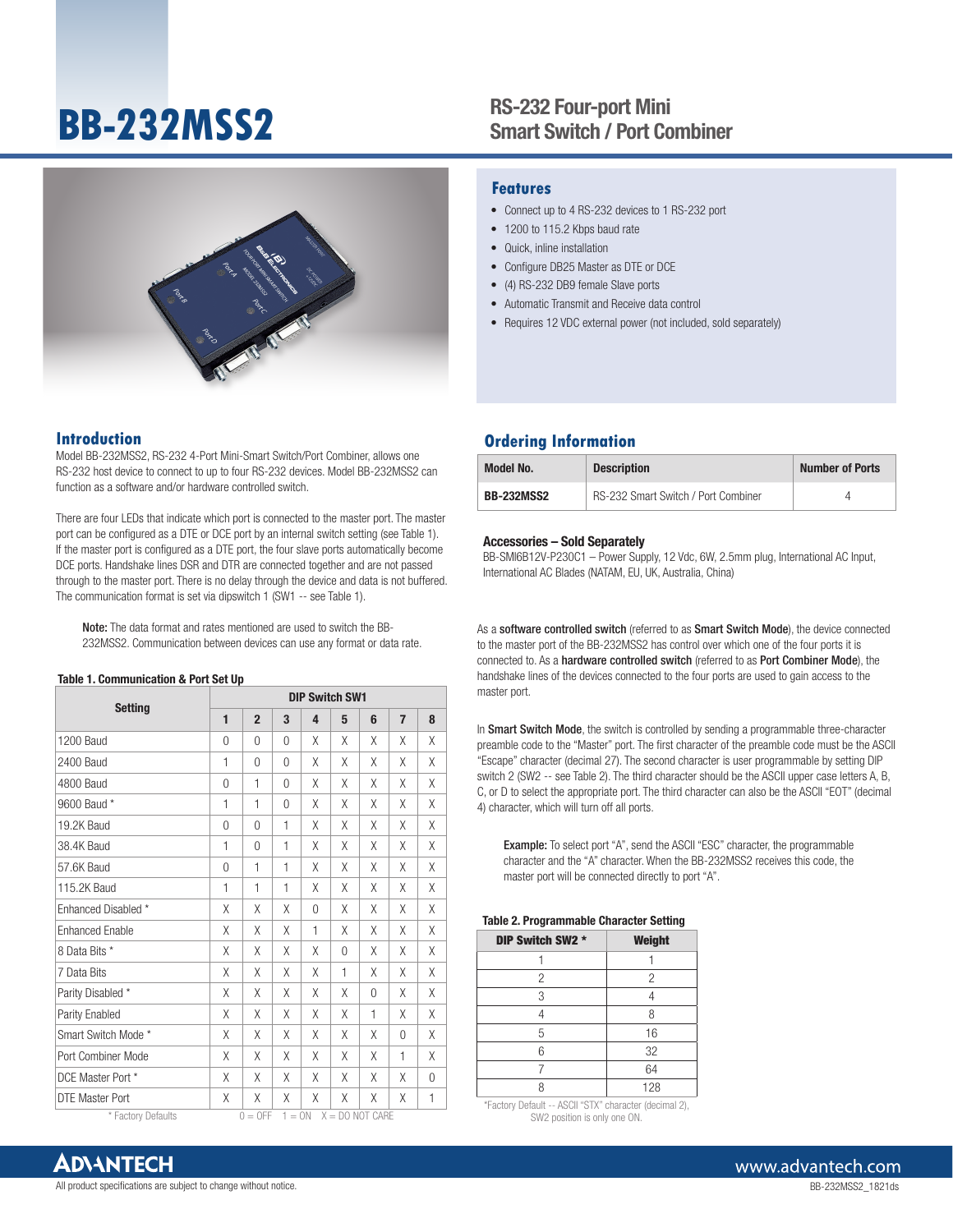# BB-232MSS2

## RS-232 Four-port Mini Smart Switch / Port Combiner

## Features

- Connect up to 4 RS-232 devices to 1 RS-232 port
- 1200 to 115.2 Kbps baud rate
- Quick, inline installation
- Configure DB25 Master as DTE or DCE
- (4) RS-232 DB9 female Slave ports
- Automatic Transmit and Receive data control
- Requires 12 VDC external power (not included, sold separately)

## Introduction

Model BB-232MSS2, RS-232 4-Port Mini-Smart Switch/Port Combiner, allows one RS-232 host device to connect to up to four RS-232 devices. Model BB-232MSS2 can function as a software and/or hardware controlled switch.

There are four LEDs that indicate which port is connected to the master port. The master port can be configured as a DTE or DCE port by an internal switch setting (see Table 1). If the master port is configured as a DTE port, the four slave ports automatically become DCE ports. Handshake lines DSR and DTR are connected together and are not passed through to the master port. There is no delay through the device and data is not buffered. The communication format is set via dipswitch 1 (SW1 -- see Table 1).

**Note:** The data format and rates mentioned are used to switch the BB-232MSS2. Communication between devices can use any format or data rate.

**Table 1. Communication & Port Set Up**

| Setting | DIP Switch SW1 | | | | | | | |
|---|---|---|---|---|---|---|---|---|
| | 1 | 2 | 3 | 4 | 5 | 6 | 7 | 8 |
| 1200 Baud | 0 | 0 | 0 | X | X | X | X | X |
| 2400 Baud | 1 | 0 | 0 | X | X | X | X | X |
| 4800 Baud | 0 | 1 | 0 | X | X | X | X | X |
| 9600 Baud * | 1 | 1 | 0 | X | X | X | X | X |
| 19.2K Baud | 0 | 0 | 1 | X | X | X | X | X |
| 38.4K Baud | 1 | 0 | 1 | X | X | X | X | X |
| 57.6K Baud | 0 | 1 | 1 | X | X | X | X | X |
| 115.2K Baud | 1 | 1 | 1 | X | X | X | X | X |
| Enhanced Disabled * | X | X | X | 0 | X | X | X | X |
| Enhanced Enable | X | X | X | 1 | X | X | X | X |
| 8 Data Bits * | X | X | X | X | 0 | X | X | X |
| 7 Data Bits | X | X | X | X | 1 | X | X | X |
| Parity Disabled * | X | X | X | X | X | 0 | X | X |
| Parity Enabled | X | X | X | X | X | 1 | X | X |
| Smart Switch Mode * | X | X | X | X | X | X | 0 | X |
| Port Combiner Mode | X | X | X | X | X | X | 1 | X |
| DCE Master Port * | X | X | X | X | X | X | X | 0 |
| DTE Master Port | X | X | X | X | X | X | X | 1 |

\* Factory Defaults     0 = OFF   1 = ON   X = DO NOT CARE

## Ordering Information

| Model No. | Description | Number of Ports |
|---|---|---|
| **BB-232MSS2** | RS-232 Smart Switch / Port Combiner | 4 |

**Accessories – Sold Separately**

BB-SMI6B12V-P230C1 – Power Supply, 12 Vdc, 6W, 2.5mm plug, International AC Input, International AC Blades (NATAM, EU, UK, Australia, China)

As a **software controlled switch** (referred to as **Smart Switch Mode**), the device connected to the master port of the BB-232MSS2 has control over which one of the four ports it is connected to. As a **hardware controlled switch** (referred to as **Port Combiner Mode**), the handshake lines of the devices connected to the four ports are used to gain access to the master port.

In **Smart Switch Mode**, the switch is controlled by sending a programmable three-character preamble code to the "Master" port. The first character of the preamble code must be the ASCII "Escape" character (decimal 27). The second character is user programmable by setting DIP switch 2 (SW2 -- see Table 2). The third character should be the ASCII upper case letters A, B, C, or D to select the appropriate port. The third character can also be the ASCII "EOT" (decimal 4) character, which will turn off all ports.

**Example:** To select port "A", send the ASCII "ESC" character, the programmable character and the "A" character. When the BB-232MSS2 receives this code, the master port will be connected directly to port "A".

**Table 2. Programmable Character Setting**

| DIP Switch SW2 * | Weight |
|---|---|
| 1 | 1 |
| 2 | 2 |
| 3 | 4 |
| 4 | 8 |
| 5 | 16 |
| 6 | 32 |
| 7 | 64 |
| 8 | 128 |

*Factory Default -- ASCII "STX" character (decimal 2), SW2 position is only one ON.

All product specifications are subject to change without notice.

BB-232MSS2_1821ds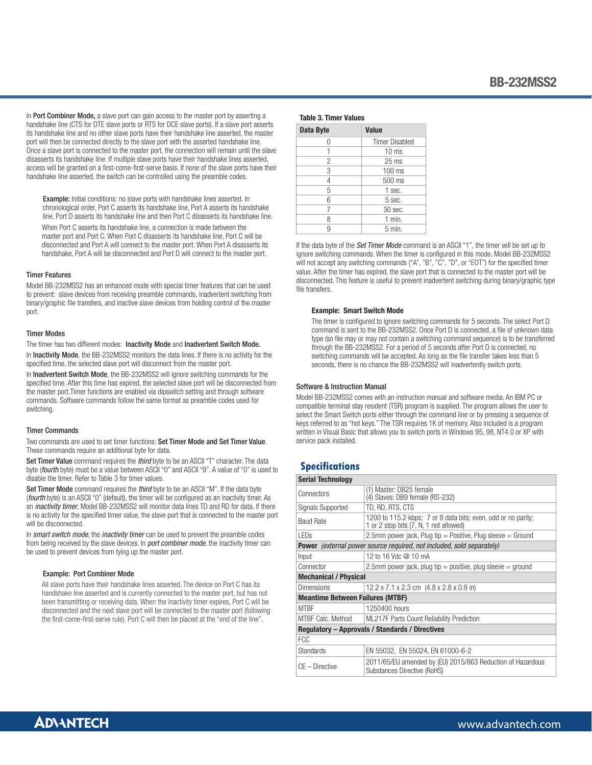In **Port Combiner Mode,** a slave port can gain access to the master port by asserting a handshake line (CTS for DTE slave ports or RTS for DCE slave ports). If a slave port asserts its handshake line and no other slave ports have their handshake line asserted, the master port will then be connected directly to the slave port with the asserted handshake line. Once a slave port is connected to the master port, the connection will remain until the slave disasserts its handshake line. If multiple slave ports have their handshake lines asserted, access will be granted on a first-come-first-serve basis. If none of the slave ports have their handshake line asserted, the switch can be controlled using the preamble codes.

> **Example:** Initial conditions: no slave ports with handshake lines asserted. In chronological order, Port C asserts its handshake line, Port A asserts its handshake line, Port D asserts its handshake line and then Port C disasserts its handshake line.
>
> When Port C asserts its handshake line, a connection is made between the master port and Port C. When Port C disasserts its handshake line, Port C will be disconnected and Port A will connect to the master port. When Port A disasserts its handshake, Port A will be disconnected and Port D will connect to the master port.

#### Timer Features

Model BB-232MSS2 has an enhanced mode with special timer features that can be used to prevent: slave devices from receiving preamble commands, inadvertent switching from binary/graphic file transfers, and inactive slave devices from holding control of the master port.

#### Timer Modes

The timer has two different modes: **Inactivity Mode** and **Inadvertent Switch Mode.**

In **Inactivity Mode**, the BB-232MSS2 monitors the data lines. If there is no activity for the specified time, the selected slave port will disconnect from the master port.

In **Inadvertent Switch Mode**, the BB-232MSS2 will ignore switching commands for the specified time. After this time has expired, the selected slave port will be disconnected from the master port.Timer functions are enabled via dipswitch setting and through software commands. Software commands follow the same format as preamble codes used for switching.

#### Timer Commands

Two commands are used to set timer functions: **Set Timer Mode and Set Timer Value**. These commands require an additional byte for data.

**Set Timer Value** command requires the *third* byte to be an ASCII "T" character. The data byte (*fourth* byte) must be a value between ASCII "0" and ASCII "9". A value of "0" is used to disable the timer. Refer to Table 3 for timer values.

**Set Timer Mode** command requires the *third* byte to be an ASCII "M". If the data byte (*fourth* byte) is an ASCII "0" (default), the timer will be configured as an inactivity timer. As an *inactivity timer*, Model BB-232MSS2 will monitor data lines TD and RD for data. If there is no activity for the specified timer value, the slave port that is connected to the master port will be disconnected.

In *smart switch mode*, the *inactivity timer* can be used to prevent the preamble codes from being received by the slave devices. In *port combiner mode*, the inactivity timer can be used to prevent devices from tying up the master port.

> **Example: Port Combiner Mode**
>
> All slave ports have their handshake lines asserted. The device on Port C has its handshake line asserted and is currently connected to the master port, but has not been transmitting or receiving data. When the inactivity timer expires, Port C will be disconnected and the next slave port will be connected to the master port (following the first-come-first-serve rule). Port C will then be placed at the "end of the line".

**Table 3. Timer Values**

| Data Byte | Value |
|---|---|
| 0 | Timer Disabled |
| 1 | 10 ms |
| 2 | 25 ms |
| 3 | 100 ms |
| 4 | 500 ms |
| 5 | 1 sec. |
| 6 | 5 sec. |
| 7 | 30 sec. |
| 8 | 1 min. |
| 9 | 5 min. |

If the data byte of the *Set Timer Mode* command is an ASCII "1", the timer will be set up to ignore switching commands. When the timer is configured in this mode, Model BB-232MSS2 will not accept any switching commands ("A", "B", "C", "D", or "EOT") for the specified timer value. After the timer has expired, the slave port that is connected to the master port will be disconnected. This feature is useful to prevent inadvertent switching during binary/graphic type file transfers.

> **Example: Smart Switch Mode**
>
> The timer is configured to ignore switching commands for 5 seconds. The select Port D command is sent to the BB-232MSS2. Once Port D is connected, a file of unknown data type (so file may or may not contain a switching command sequence) is to be transferred through the BB-232MSS2. For a period of 5 seconds after Port D is connected, no switching commands will be accepted. As long as the file transfer takes less than 5 seconds, there is no chance the BB-232MSS2 will inadvertently switch ports.

#### Software & Instruction Manual

Model BB-232MSS2 comes with an instruction manual and software media. An IBM PC or compatible terminal stay resident (TSR) program is supplied. The program allows the user to select the Smart Switch ports either through the command line or by pressing a sequence of keys referred to as "hot keys." The TSR requires 1K of memory. Also included is a program written in Visual Basic that allows you to switch ports in Windows 95, 98, NT4.0 or XP with service pack installed.

## Specifications

| | |
|---|---|
| **Serial Technology** | |
| Connectors | (1) Master: DB25 female<br>(4) Slaves: DB9 female (RS-232) |
| Signals Supported | TD, RD, RTS, CTS |
| Baud Rate | 1200 to 115.2 kbps; 7 or 8 data bits; even, odd or no parity; 1 or 2 stop bits (7, N, 1 not allowed) |
| LEDs | 2.5mm power jack, Plug tip = Positive, Plug sleeve = Ground |
| **Power** *(external power source required, not included, sold separately)* | |
| Input | 12 to 16 Vdc @ 10 mA |
| Connector | 2.5mm power jack, plug tip = positive, plug sleeve = ground |
| **Mechanical / Physical** | |
| Dimensions | 12.2 x 7.1 x 2.3 cm (4.8 x 2.8 x 0.9 in) |
| **Meantime Between Failures (MTBF)** | |
| MTBF | 1250400 hours |
| MTBF Calc. Method | ML217F Parts Count Reliability Prediction |
| **Regulatory – Approvals / Standards / Directives** | |
| FCC | |
| Standards | EN 55032, EN 55024, EN 61000-6-2 |
| CE – Directive | 2011/65/EU amended by (EU) 2015/863 Reduction of Hazardous Substances Directive (RoHS) |